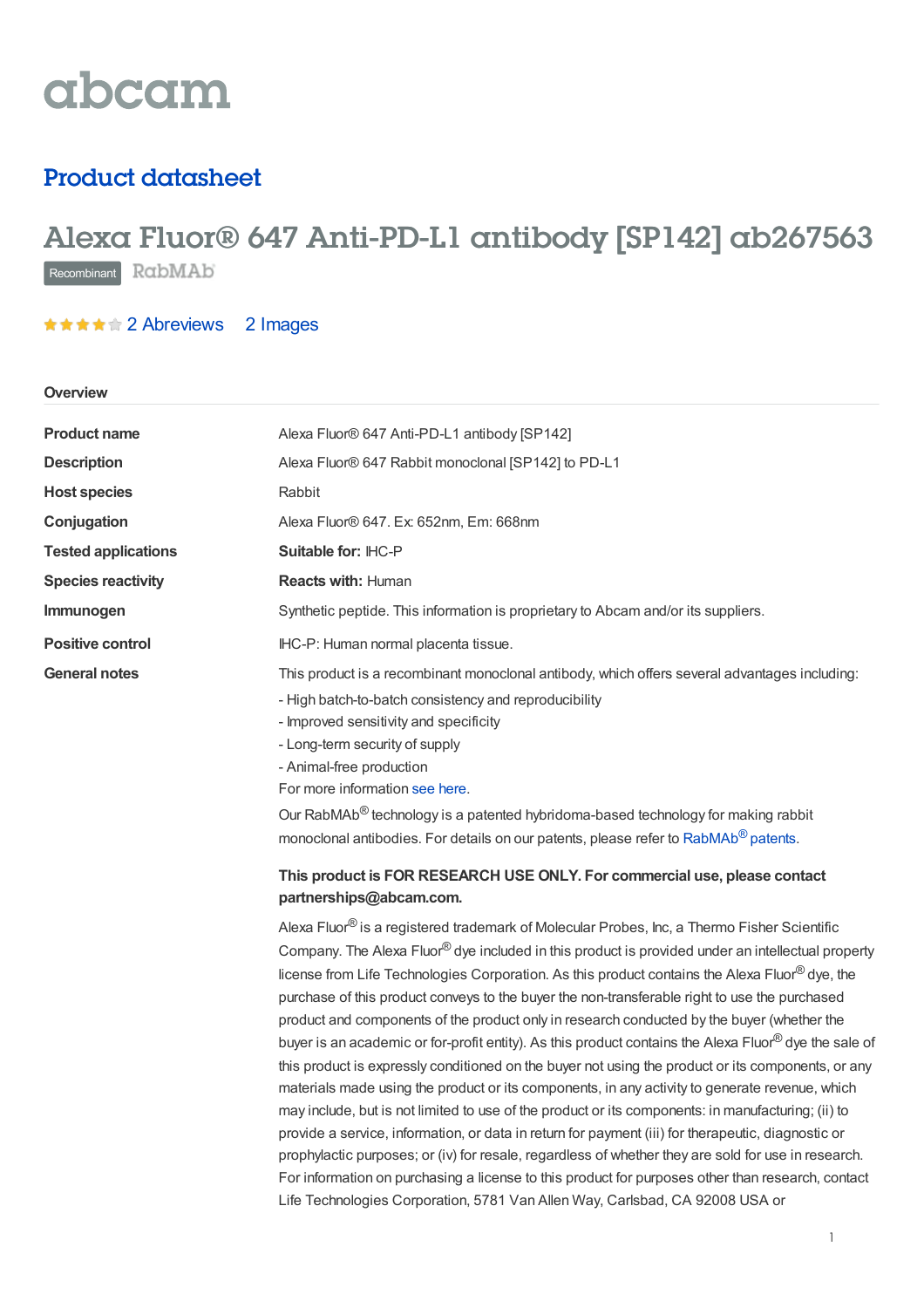abcam

## Product datasheet

# Alexa Fluor® 647 Anti-PD-L1 antibody [SP142] ab267563

Recombinant RabMAb

2 Abreviews 2 Images

### Overview

| | |
|---|---|
| **Product name** | Alexa Fluor® 647 Anti-PD-L1 antibody [SP142] |
| **Description** | Alexa Fluor® 647 Rabbit monoclonal [SP142] to PD-L1 |
| **Host species** | Rabbit |
| **Conjugation** | Alexa Fluor® 647. Ex: 652nm, Em: 668nm |
| **Tested applications** | **Suitable for:** IHC-P |
| **Species reactivity** | **Reacts with:** Human |
| **Immunogen** | Synthetic peptide. This information is proprietary to Abcam and/or its suppliers. |
| **Positive control** | IHC-P: Human normal placenta tissue. |

**General notes**

This product is a recombinant monoclonal antibody, which offers several advantages including:

- High batch-to-batch consistency and reproducibility
- Improved sensitivity and specificity
- Long-term security of supply
- Animal-free production

For more information see here.

Our RabMAb® technology is a patented hybridoma-based technology for making rabbit monoclonal antibodies. For details on our patents, please refer to RabMAb® patents.

**This product is FOR RESEARCH USE ONLY. For commercial use, please contact partnerships@abcam.com.**

Alexa Fluor® is a registered trademark of Molecular Probes, Inc, a Thermo Fisher Scientific Company. The Alexa Fluor® dye included in this product is provided under an intellectual property license from Life Technologies Corporation. As this product contains the Alexa Fluor® dye, the purchase of this product conveys to the buyer the non-transferable right to use the purchased product and components of the product only in research conducted by the buyer (whether the buyer is an academic or for-profit entity). As this product contains the Alexa Fluor® dye the sale of this product is expressly conditioned on the buyer not using the product or its components, or any materials made using the product or its components, in any activity to generate revenue, which may include, but is not limited to use of the product or its components: in manufacturing; (ii) to provide a service, information, or data in return for payment (iii) for therapeutic, diagnostic or prophylactic purposes; or (iv) for resale, regardless of whether they are sold for use in research. For information on purchasing a license to this product for purposes other than research, contact Life Technologies Corporation, 5781 Van Allen Way, Carlsbad, CA 92008 USA or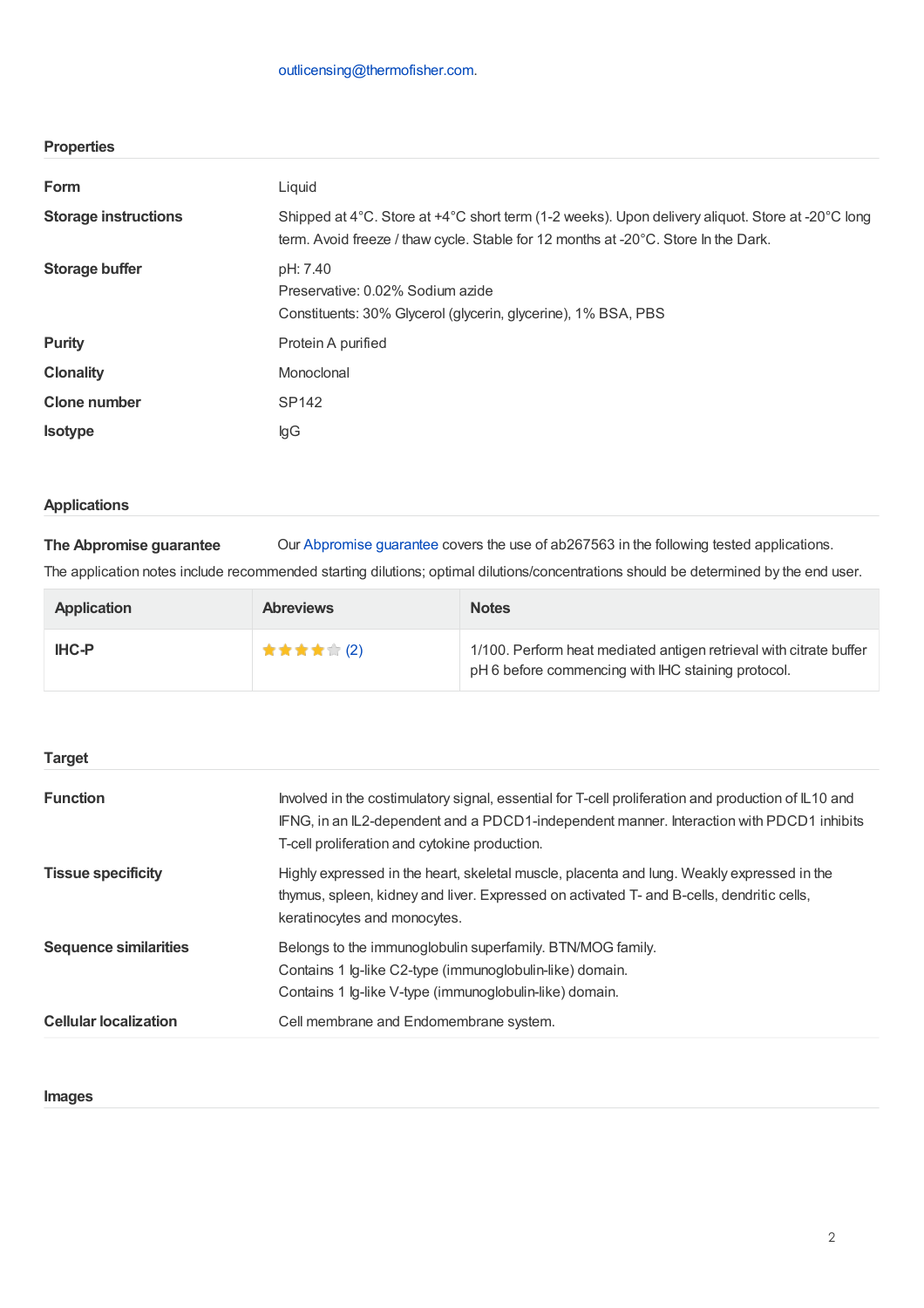outlicensing@thermofisher.com.

## Properties

| | |
|---|---|
| **Form** | Liquid |
| **Storage instructions** | Shipped at 4°C. Store at +4°C short term (1-2 weeks). Upon delivery aliquot. Store at -20°C long term. Avoid freeze / thaw cycle. Stable for 12 months at -20°C. Store In the Dark. |
| **Storage buffer** | pH: 7.40<br>Preservative: 0.02% Sodium azide<br>Constituents: 30% Glycerol (glycerin, glycerine), 1% BSA, PBS |
| **Purity** | Protein A purified |
| **Clonality** | Monoclonal |
| **Clone number** | SP142 |
| **Isotype** | IgG |

## Applications

**The Abpromise guarantee** Our Abpromise guarantee covers the use of ab267563 in the following tested applications.

The application notes include recommended starting dilutions; optimal dilutions/concentrations should be determined by the end user.

| Application | Abreviews | Notes |
|---|---|---|
| IHC-P | ★★★★☆ (2) | 1/100. Perform heat mediated antigen retrieval with citrate buffer pH 6 before commencing with IHC staining protocol. |

## Target

| | |
|---|---|
| **Function** | Involved in the costimulatory signal, essential for T-cell proliferation and production of IL10 and IFNG, in an IL2-dependent and a PDCD1-independent manner. Interaction with PDCD1 inhibits T-cell proliferation and cytokine production. |
| **Tissue specificity** | Highly expressed in the heart, skeletal muscle, placenta and lung. Weakly expressed in the thymus, spleen, kidney and liver. Expressed on activated T- and B-cells, dendritic cells, keratinocytes and monocytes. |
| **Sequence similarities** | Belongs to the immunoglobulin superfamily. BTN/MOG family.<br>Contains 1 Ig-like C2-type (immunoglobulin-like) domain.<br>Contains 1 Ig-like V-type (immunoglobulin-like) domain. |
| **Cellular localization** | Cell membrane and Endomembrane system. |

## Images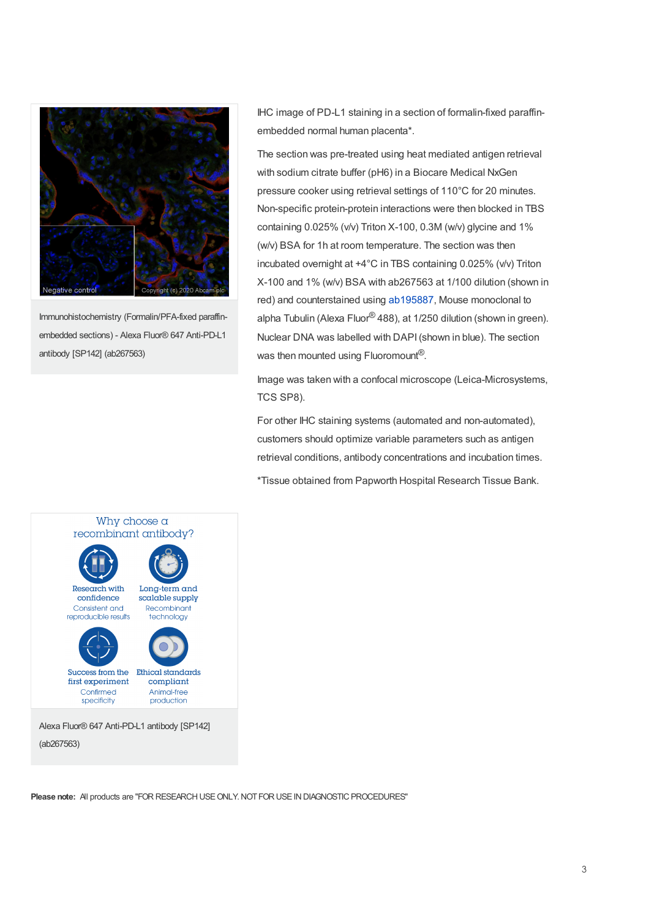Immunohistochemistry (Formalin/PFA-fixed paraffin-embedded sections) - Alexa Fluor® 647 Anti-PD-L1 antibody [SP142] (ab267563)

IHC image of PD-L1 staining in a section of formalin-fixed paraffin-embedded normal human placenta*.

The section was pre-treated using heat mediated antigen retrieval with sodium citrate buffer (pH6) in a Biocare Medical NxGen pressure cooker using retrieval settings of 110°C for 20 minutes. Non-specific protein-protein interactions were then blocked in TBS containing 0.025% (v/v) Triton X-100, 0.3M (w/v) glycine and 1% (w/v) BSA for 1h at room temperature. The section was then incubated overnight at +4°C in TBS containing 0.025% (v/v) Triton X-100 and 1% (w/v) BSA with ab267563 at 1/100 dilution (shown in red) and counterstained using ab195887, Mouse monoclonal to alpha Tubulin (Alexa Fluor® 488), at 1/250 dilution (shown in green). Nuclear DNA was labelled with DAPI (shown in blue). The section was then mounted using Fluoromount®.

Image was taken with a confocal microscope (Leica-Microsystems, TCS SP8).

For other IHC staining systems (automated and non-automated), customers should optimize variable parameters such as antigen retrieval conditions, antibody concentrations and incubation times.

*Tissue obtained from Papworth Hospital Research Tissue Bank.

Why choose a recombinant antibody?

- **Research with confidence** – Consistent and reproducible results
- **Long-term and scalable supply** – Recombinant technology
- **Success from the first experiment** – Confirmed specificity
- **Ethical standards compliant** – Animal-free production

Alexa Fluor® 647 Anti-PD-L1 antibody [SP142] (ab267563)

**Please note:** All products are "FOR RESEARCH USE ONLY. NOT FOR USE IN DIAGNOSTIC PROCEDURES"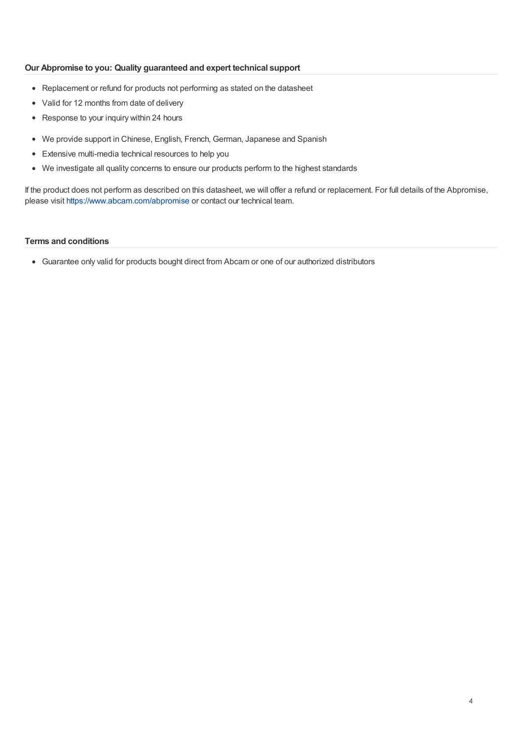### Our Abpromise to you: Quality guaranteed and expert technical support

- Replacement or refund for products not performing as stated on the datasheet
- Valid for 12 months from date of delivery
- Response to your inquiry within 24 hours

- We provide support in Chinese, English, French, German, Japanese and Spanish
- Extensive multi-media technical resources to help you
- We investigate all quality concerns to ensure our products perform to the highest standards

If the product does not perform as described on this datasheet, we will offer a refund or replacement. For full details of the Abpromise, please visit https://www.abcam.com/abpromise or contact our technical team.

### Terms and conditions

- Guarantee only valid for products bought direct from Abcam or one of our authorized distributors